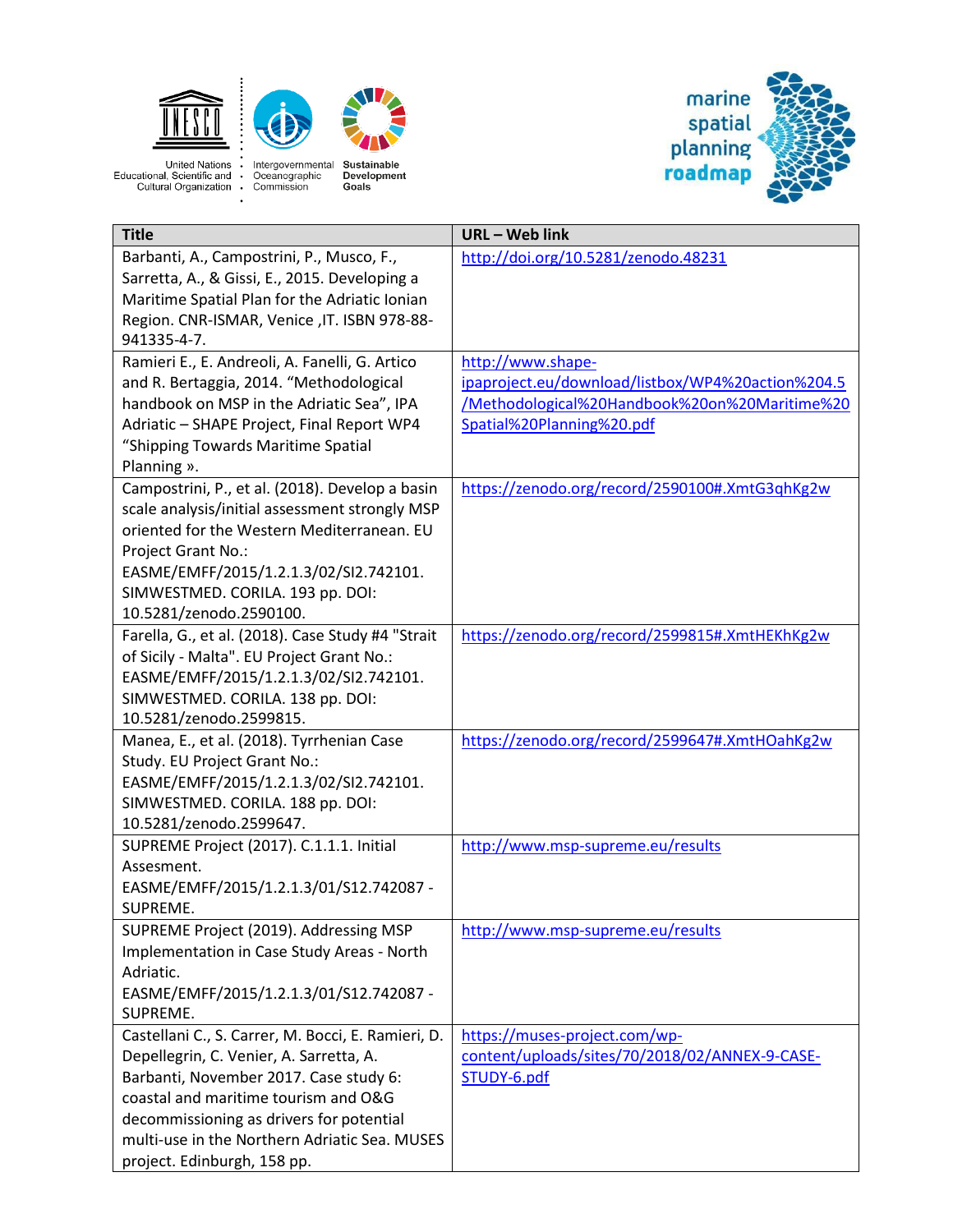| Title | URL – Web link |
| --- | --- |
| Barbanti, A., Campostrini, P., Musco, F., Sarretta, A., & Gissi, E., 2015. Developing a Maritime Spatial Plan for the Adriatic Ionian Region. CNR-ISMAR, Venice ,IT. ISBN 978-88-941335-4-7. | http://doi.org/10.5281/zenodo.48231 |
| Ramieri E., E. Andreoli, A. Fanelli, G. Artico and R. Bertaggia, 2014. "Methodological handbook on MSP in the Adriatic Sea", IPA Adriatic – SHAPE Project, Final Report WP4 "Shipping Towards Maritime Spatial Planning ». | http://www.shape-ipaproject.eu/download/listbox/WP4%20action%204.5/Methodological%20Handbook%20on%20Maritime%20Spatial%20Planning%20.pdf |
| Campostrini, P., et al. (2018). Develop a basin scale analysis/initial assessment strongly MSP oriented for the Western Mediterranean. EU Project Grant No.: EASME/EMFF/2015/1.2.1.3/02/SI2.742101. SIMWESTMED. CORILA. 193 pp. DOI: 10.5281/zenodo.2590100. | https://zenodo.org/record/2590100#.XmtG3qhKg2w |
| Farella, G., et al. (2018). Case Study #4 "Strait of Sicily - Malta". EU Project Grant No.: EASME/EMFF/2015/1.2.1.3/02/SI2.742101. SIMWESTMED. CORILA. 138 pp. DOI: 10.5281/zenodo.2599815. | https://zenodo.org/record/2599815#.XmtHEKhKg2w |
| Manea, E., et al. (2018). Tyrrhenian Case Study. EU Project Grant No.: EASME/EMFF/2015/1.2.1.3/02/SI2.742101. SIMWESTMED. CORILA. 188 pp. DOI: 10.5281/zenodo.2599647. | https://zenodo.org/record/2599647#.XmtHOahKg2w |
| SUPREME Project (2017). C.1.1.1. Initial Assesment. EASME/EMFF/2015/1.2.1.3/01/S12.742087 - SUPREME. | http://www.msp-supreme.eu/results |
| SUPREME Project (2019). Addressing MSP Implementation in Case Study Areas - North Adriatic. EASME/EMFF/2015/1.2.1.3/01/S12.742087 - SUPREME. | http://www.msp-supreme.eu/results |
| Castellani C., S. Carrer, M. Bocci, E. Ramieri, D. Depellegrin, C. Venier, A. Sarretta, A. Barbanti, November 2017. Case study 6: coastal and maritime tourism and O&G decommissioning as drivers for potential multi-use in the Northern Adriatic Sea. MUSES project. Edinburgh, 158 pp. | https://muses-project.com/wp-content/uploads/sites/70/2018/02/ANNEX-9-CASE-STUDY-6.pdf |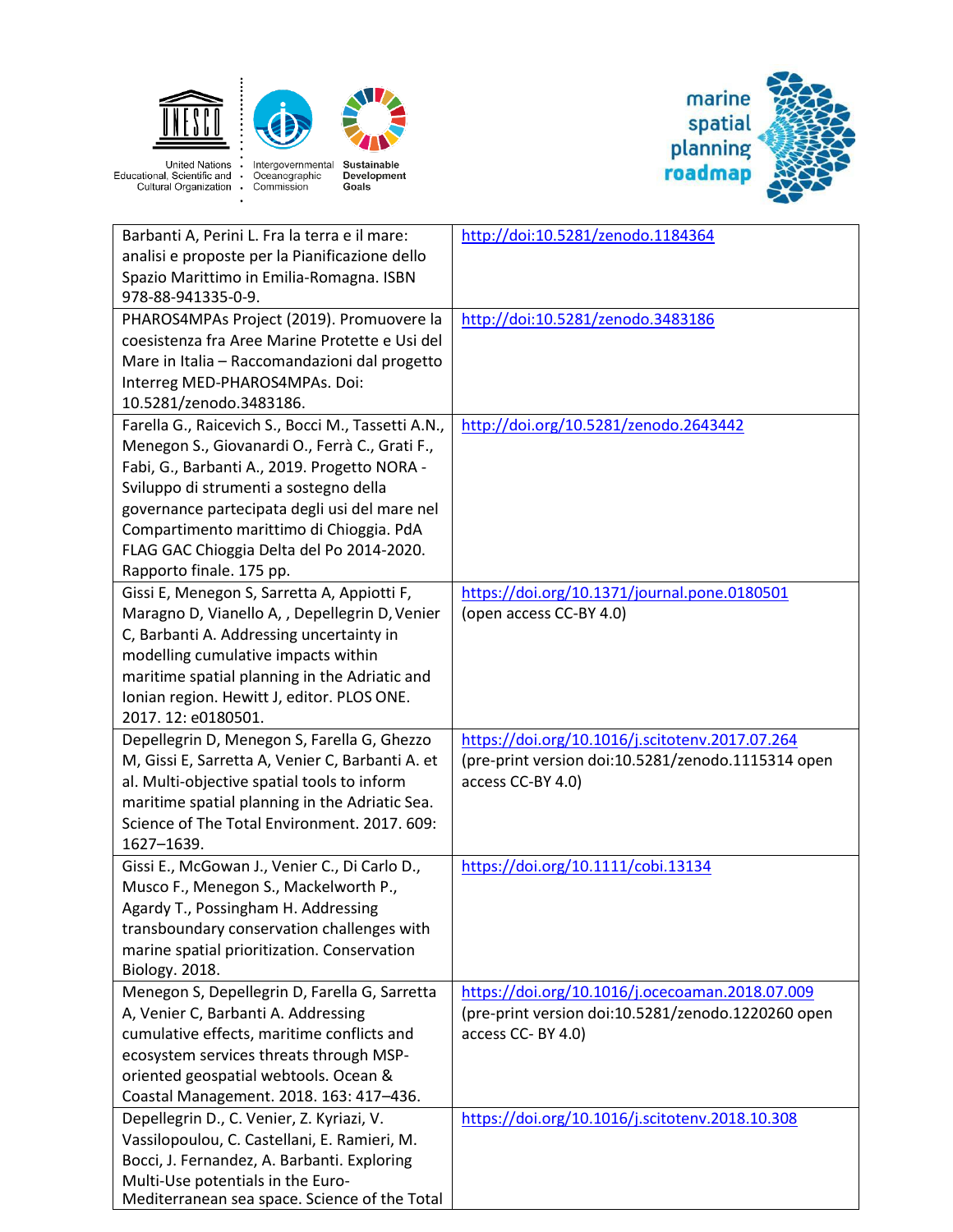| | |
|---|---|
| Barbanti A, Perini L. Fra la terra e il mare: analisi e proposte per la Pianificazione dello Spazio Marittimo in Emilia-Romagna. ISBN 978-88-941335-0-9. | http://doi:10.5281/zenodo.1184364 |
| PHAROS4MPAs Project (2019). Promuovere la coesistenza fra Aree Marine Protette e Usi del Mare in Italia – Raccomandazioni dal progetto Interreg MED-PHAROS4MPAs. Doi: 10.5281/zenodo.3483186. | http://doi:10.5281/zenodo.3483186 |
| Farella G., Raicevich S., Bocci M., Tassetti A.N., Menegon S., Giovanardi O., Ferrà C., Grati F., Fabi, G., Barbanti A., 2019. Progetto NORA - Sviluppo di strumenti a sostegno della governance partecipata degli usi del mare nel Compartimento marittimo di Chioggia. PdA FLAG GAC Chioggia Delta del Po 2014-2020. Rapporto finale. 175 pp. | http://doi.org/10.5281/zenodo.2643442 |
| Gissi E, Menegon S, Sarretta A, Appiotti F, Maragno D, Vianello A, , Depellegrin D, Venier C, Barbanti A. Addressing uncertainty in modelling cumulative impacts within maritime spatial planning in the Adriatic and Ionian region. Hewitt J, editor. PLOS ONE. 2017. 12: e0180501. | https://doi.org/10.1371/journal.pone.0180501 (open access CC-BY 4.0) |
| Depellegrin D, Menegon S, Farella G, Ghezzo M, Gissi E, Sarretta A, Venier C, Barbanti A. et al. Multi-objective spatial tools to inform maritime spatial planning in the Adriatic Sea. Science of The Total Environment. 2017. 609: 1627–1639. | https://doi.org/10.1016/j.scitotenv.2017.07.264 (pre-print version doi:10.5281/zenodo.1115314 open access CC-BY 4.0) |
| Gissi E., McGowan J., Venier C., Di Carlo D., Musco F., Menegon S., Mackelworth P., Agardy T., Possingham H. Addressing transboundary conservation challenges with marine spatial prioritization. Conservation Biology. 2018. | https://doi.org/10.1111/cobi.13134 |
| Menegon S, Depellegrin D, Farella G, Sarretta A, Venier C, Barbanti A. Addressing cumulative effects, maritime conflicts and ecosystem services threats through MSP-oriented geospatial webtools. Ocean & Coastal Management. 2018. 163: 417–436. | https://doi.org/10.1016/j.ocecoaman.2018.07.009 (pre-print version doi:10.5281/zenodo.1220260 open access CC- BY 4.0) |
| Depellegrin D., C. Venier, Z. Kyriazi, V. Vassilopoulou, C. Castellani, E. Ramieri, M. Bocci, J. Fernandez, A. Barbanti. Exploring Multi-Use potentials in the Euro-Mediterranean sea space. Science of the Total | https://doi.org/10.1016/j.scitotenv.2018.10.308 |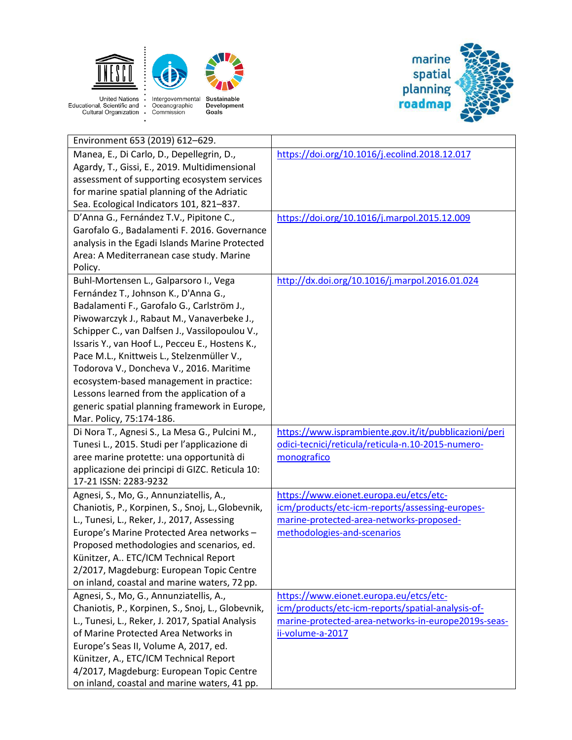| | |
|---|---|
| Environment 653 (2019) 612–629. | |
| Manea, E., Di Carlo, D., Depellegrin, D., Agardy, T., Gissi, E., 2019. Multidimensional assessment of supporting ecosystem services for marine spatial planning of the Adriatic Sea. Ecological Indicators 101, 821–837. | https://doi.org/10.1016/j.ecolind.2018.12.017 |
| D'Anna G., Fernández T.V., Pipitone C., Garofalo G., Badalamenti F. 2016. Governance analysis in the Egadi Islands Marine Protected Area: A Mediterranean case study. Marine Policy. | https://doi.org/10.1016/j.marpol.2015.12.009 |
| Buhl-Mortensen L., Galparsoro I., Vega Fernández T., Johnson K., D'Anna G., Badalamenti F., Garofalo G., Carlström J., Piwowarczyk J., Rabaut M., Vanaverbeke J., Schipper C., van Dalfsen J., Vassilopoulou V., Issaris Y., van Hoof L., Pecceu E., Hostens K., Pace M.L., Knittweis L., Stelzenmüller V., Todorova V., Doncheva V., 2016. Maritime ecosystem-based management in practice: Lessons learned from the application of a generic spatial planning framework in Europe, Mar. Policy, 75:174-186. | http://dx.doi.org/10.1016/j.marpol.2016.01.024 |
| Di Nora T., Agnesi S., La Mesa G., Pulcini M., Tunesi L., 2015. Studi per l'applicazione di aree marine protette: una opportunità di applicazione dei principi di GIZC. Reticula 10: 17-21 ISSN: 2283-9232 | https://www.isprambiente.gov.it/it/pubblicazioni/periodici-tecnici/reticula/reticula-n.10-2015-numero-monografico |
| Agnesi, S., Mo, G., Annunziatellis, A., Chaniotis, P., Korpinen, S., Snoj, L., Globevnik, L., Tunesi, L., Reker, J., 2017, Assessing Europe's Marine Protected Area networks – Proposed methodologies and scenarios, ed. Künitzer, A.. ETC/ICM Technical Report 2/2017, Magdeburg: European Topic Centre on inland, coastal and marine waters, 72 pp. | https://www.eionet.europa.eu/etcs/etc-icm/products/etc-icm-reports/assessing-europes-marine-protected-area-networks-proposed-methodologies-and-scenarios |
| Agnesi, S., Mo, G., Annunziatellis, A., Chaniotis, P., Korpinen, S., Snoj, L., Globevnik, L., Tunesi, L., Reker, J. 2017, Spatial Analysis of Marine Protected Area Networks in Europe's Seas II, Volume A, 2017, ed. Künitzer, A., ETC/ICM Technical Report 4/2017, Magdeburg: European Topic Centre on inland, coastal and marine waters, 41 pp. | https://www.eionet.europa.eu/etcs/etc-icm/products/etc-icm-reports/spatial-analysis-of-marine-protected-area-networks-in-europe2019s-seas-ii-volume-a-2017 |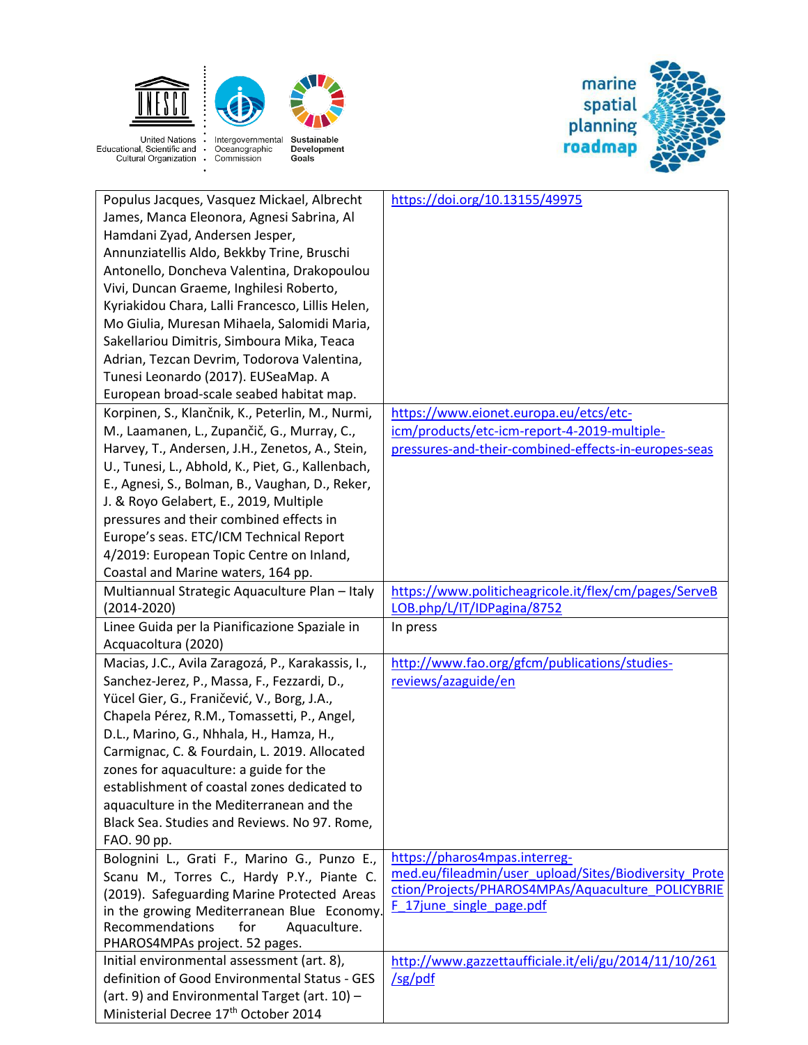| | |
|---|---|
| Populus Jacques, Vasquez Mickael, Albrecht James, Manca Eleonora, Agnesi Sabrina, Al Hamdani Zyad, Andersen Jesper, Annunziatellis Aldo, Bekkby Trine, Bruschi Antonello, Doncheva Valentina, Drakopoulou Vivi, Duncan Graeme, Inghilesi Roberto, Kyriakidou Chara, Lalli Francesco, Lillis Helen, Mo Giulia, Muresan Mihaela, Salomidi Maria, Sakellariou Dimitris, Simboura Mika, Teaca Adrian, Tezcan Devrim, Todorova Valentina, Tunesi Leonardo (2017). EUSeaMap. A European broad-scale seabed habitat map. | https://doi.org/10.13155/49975 |
| Korpinen, S., Klančnik, K., Peterlin, M., Nurmi, M., Laamanen, L., Zupančič, G., Murray, C., Harvey, T., Andersen, J.H., Zenetos, A., Stein, U., Tunesi, L., Abhold, K., Piet, G., Kallenbach, E., Agnesi, S., Bolman, B., Vaughan, D., Reker, J. & Royo Gelabert, E., 2019, Multiple pressures and their combined effects in Europe's seas. ETC/ICM Technical Report 4/2019: European Topic Centre on Inland, Coastal and Marine waters, 164 pp. | https://www.eionet.europa.eu/etcs/etc-icm/products/etc-icm-report-4-2019-multiple-pressures-and-their-combined-effects-in-europes-seas |
| Multiannual Strategic Aquaculture Plan – Italy (2014-2020) | https://www.politicheagricole.it/flex/cm/pages/ServeBLOB.php/L/IT/IDPagina/8752 |
| Linee Guida per la Pianificazione Spaziale in Acquacoltura (2020) | In press |
| Macias, J.C., Avila Zaragozá, P., Karakassis, I., Sanchez-Jerez, P., Massa, F., Fezzardi, D., Yücel Gier, G., Franičević, V., Borg, J.A., Chapela Pérez, R.M., Tomassetti, P., Angel, D.L., Marino, G., Nhhala, H., Hamza, H., Carmignac, C. & Fourdain, L. 2019. Allocated zones for aquaculture: a guide for the establishment of coastal zones dedicated to aquaculture in the Mediterranean and the Black Sea. Studies and Reviews. No 97. Rome, FAO. 90 pp. | http://www.fao.org/gfcm/publications/studies-reviews/azaguide/en |
| Bolognini L., Grati F., Marino G., Punzo E., Scanu M., Torres C., Hardy P.Y., Piante C. (2019). Safeguarding Marine Protected Areas in the growing Mediterranean Blue Economy. Recommendations for Aquaculture. PHAROS4MPAs project. 52 pages. | https://pharos4mpas.interreg-med.eu/fileadmin/user_upload/Sites/Biodiversity_Protection/Projects/PHAROS4MPAs/Aquaculture_POLICYBRIEF_17june_single_page.pdf |
| Initial environmental assessment (art. 8), definition of Good Environmental Status - GES (art. 9) and Environmental Target (art. 10) – Ministerial Decree 17th October 2014 | http://www.gazzettaufficiale.it/eli/gu/2014/11/10/261/sg/pdf |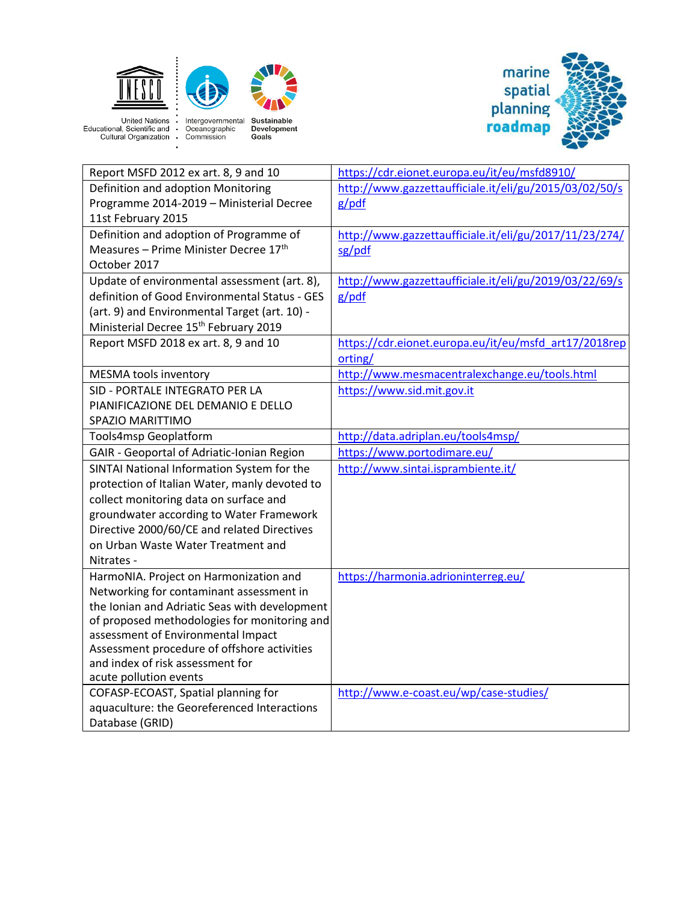| | |
|---|---|
| Report MSFD 2012 ex art. 8, 9 and 10 | https://cdr.eionet.europa.eu/it/eu/msfd8910/ |
| Definition and adoption Monitoring Programme 2014-2019 – Ministerial Decree 11st February 2015 | http://www.gazzettaufficiale.it/eli/gu/2015/03/02/50/sg/pdf |
| Definition and adoption of Programme of Measures – Prime Minister Decree 17th October 2017 | http://www.gazzettaufficiale.it/eli/gu/2017/11/23/274/sg/pdf |
| Update of environmental assessment (art. 8), definition of Good Environmental Status - GES (art. 9) and Environmental Target (art. 10) - Ministerial Decree 15th February 2019 | http://www.gazzettaufficiale.it/eli/gu/2019/03/22/69/sg/pdf |
| Report MSFD 2018 ex art. 8, 9 and 10 | https://cdr.eionet.europa.eu/it/eu/msfd_art17/2018reporting/ |
| MESMA tools inventory | http://www.mesmacentralexchange.eu/tools.html |
| SID - PORTALE INTEGRATO PER LA PIANIFICAZIONE DEL DEMANIO E DELLO SPAZIO MARITTIMO | https://www.sid.mit.gov.it |
| Tools4msp Geoplatform | http://data.adriplan.eu/tools4msp/ |
| GAIR - Geoportal of Adriatic-Ionian Region | https://www.portodimare.eu/ |
| SINTAI National Information System for the protection of Italian Water, manly devoted to collect monitoring data on surface and groundwater according to Water Framework Directive 2000/60/CE and related Directives on Urban Waste Water Treatment and Nitrates - | http://www.sintai.isprambiente.it/ |
| HarmoNIA. Project on Harmonization and Networking for contaminant assessment in the Ionian and Adriatic Seas with development of proposed methodologies for monitoring and assessment of Environmental Impact Assessment procedure of offshore activities and index of risk assessment for acute pollution events | https://harmonia.adrioninterreg.eu/ |
| COFASP-ECOAST, Spatial planning for aquaculture: the Georeferenced Interactions Database (GRID) | http://www.e-coast.eu/wp/case-studies/ |